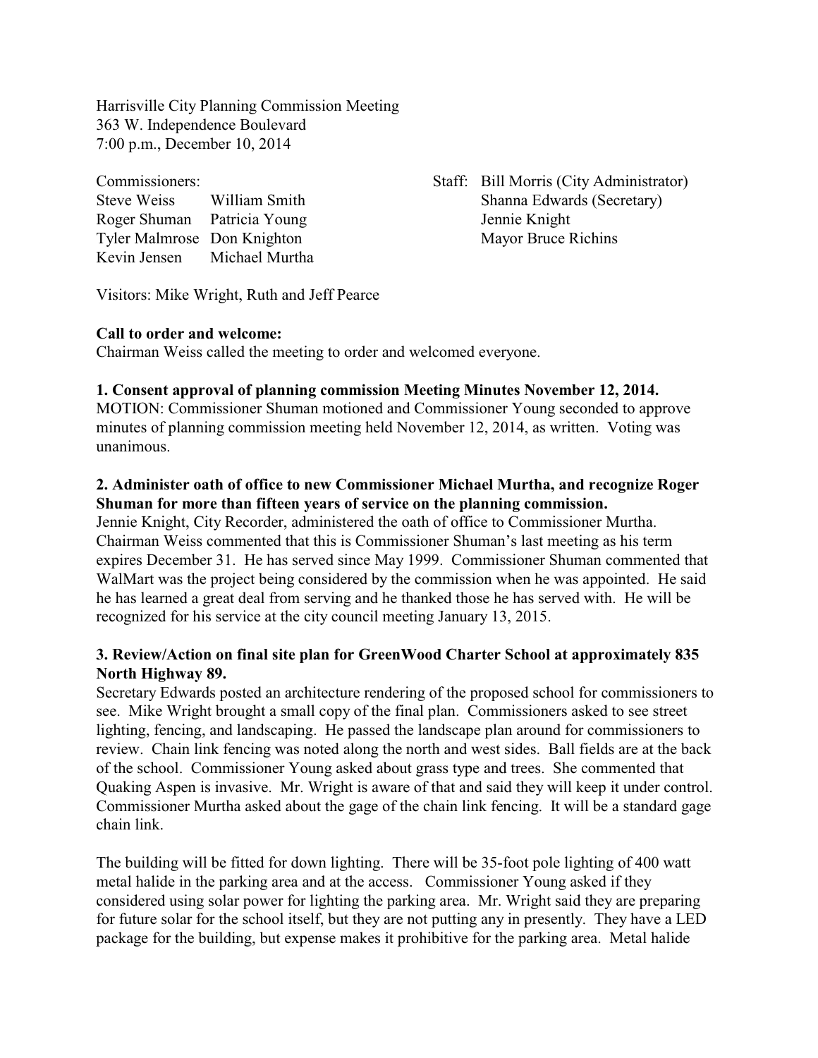Harrisville City Planning Commission Meeting
363 W. Independence Boulevard
7:00 p.m., December 10, 2014

Commissioners:
Steve Weiss William Smith
Roger Shuman Patricia Young
Tyler Malmrose Don Knighton
Kevin Jensen Michael Murtha

Staff: Bill Morris (City Administrator)
Shanna Edwards (Secretary)
Jennie Knight
Mayor Bruce Richins

Visitors: Mike Wright, Ruth and Jeff Pearce

**Call to order and welcome:**
Chairman Weiss called the meeting to order and welcomed everyone.

**1. Consent approval of planning commission Meeting Minutes November 12, 2014.**
MOTION: Commissioner Shuman motioned and Commissioner Young seconded to approve minutes of planning commission meeting held November 12, 2014, as written. Voting was unanimous.

**2. Administer oath of office to new Commissioner Michael Murtha, and recognize Roger Shuman for more than fifteen years of service on the planning commission.**
Jennie Knight, City Recorder, administered the oath of office to Commissioner Murtha. Chairman Weiss commented that this is Commissioner Shuman's last meeting as his term expires December 31. He has served since May 1999. Commissioner Shuman commented that WalMart was the project being considered by the commission when he was appointed. He said he has learned a great deal from serving and he thanked those he has served with. He will be recognized for his service at the city council meeting January 13, 2015.

**3. Review/Action on final site plan for GreenWood Charter School at approximately 835 North Highway 89.**
Secretary Edwards posted an architecture rendering of the proposed school for commissioners to see. Mike Wright brought a small copy of the final plan. Commissioners asked to see street lighting, fencing, and landscaping. He passed the landscape plan around for commissioners to review. Chain link fencing was noted along the north and west sides. Ball fields are at the back of the school. Commissioner Young asked about grass type and trees. She commented that Quaking Aspen is invasive. Mr. Wright is aware of that and said they will keep it under control. Commissioner Murtha asked about the gage of the chain link fencing. It will be a standard gage chain link.

The building will be fitted for down lighting. There will be 35-foot pole lighting of 400 watt metal halide in the parking area and at the access. Commissioner Young asked if they considered using solar power for lighting the parking area. Mr. Wright said they are preparing for future solar for the school itself, but they are not putting any in presently. They have a LED package for the building, but expense makes it prohibitive for the parking area. Metal halide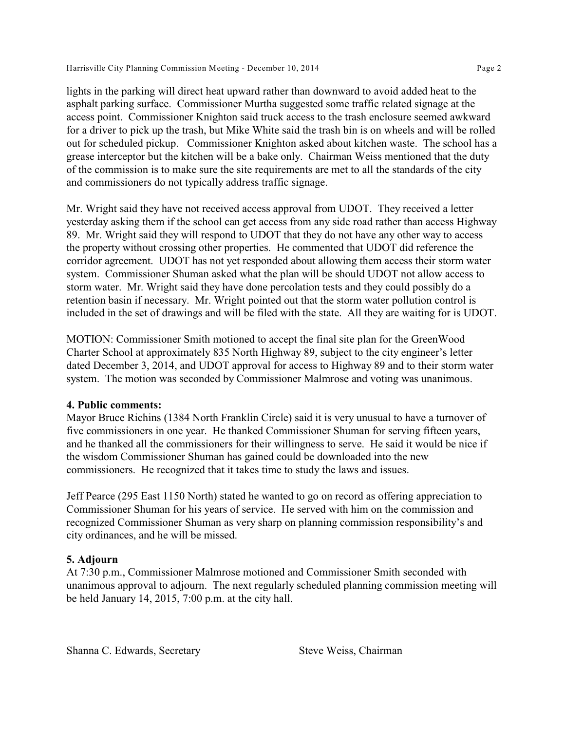lights in the parking will direct heat upward rather than downward to avoid added heat to the asphalt parking surface. Commissioner Murtha suggested some traffic related signage at the access point. Commissioner Knighton said truck access to the trash enclosure seemed awkward for a driver to pick up the trash, but Mike White said the trash bin is on wheels and will be rolled out for scheduled pickup. Commissioner Knighton asked about kitchen waste. The school has a grease interceptor but the kitchen will be a bake only. Chairman Weiss mentioned that the duty of the commission is to make sure the site requirements are met to all the standards of the city and commissioners do not typically address traffic signage.

Mr. Wright said they have not received access approval from UDOT. They received a letter yesterday asking them if the school can get access from any side road rather than access Highway 89. Mr. Wright said they will respond to UDOT that they do not have any other way to access the property without crossing other properties. He commented that UDOT did reference the corridor agreement. UDOT has not yet responded about allowing them access their storm water system. Commissioner Shuman asked what the plan will be should UDOT not allow access to storm water. Mr. Wright said they have done percolation tests and they could possibly do a retention basin if necessary. Mr. Wright pointed out that the storm water pollution control is included in the set of drawings and will be filed with the state. All they are waiting for is UDOT.

MOTION: Commissioner Smith motioned to accept the final site plan for the GreenWood Charter School at approximately 835 North Highway 89, subject to the city engineer's letter dated December 3, 2014, and UDOT approval for access to Highway 89 and to their storm water system. The motion was seconded by Commissioner Malmrose and voting was unanimous.

**4. Public comments:**

Mayor Bruce Richins (1384 North Franklin Circle) said it is very unusual to have a turnover of five commissioners in one year. He thanked Commissioner Shuman for serving fifteen years, and he thanked all the commissioners for their willingness to serve. He said it would be nice if the wisdom Commissioner Shuman has gained could be downloaded into the new commissioners. He recognized that it takes time to study the laws and issues.

Jeff Pearce (295 East 1150 North) stated he wanted to go on record as offering appreciation to Commissioner Shuman for his years of service. He served with him on the commission and recognized Commissioner Shuman as very sharp on planning commission responsibility's and city ordinances, and he will be missed.

**5. Adjourn**

At 7:30 p.m., Commissioner Malmrose motioned and Commissioner Smith seconded with unanimous approval to adjourn. The next regularly scheduled planning commission meeting will be held January 14, 2015, 7:00 p.m. at the city hall.

Shanna C. Edwards, Secretary                    Steve Weiss, Chairman